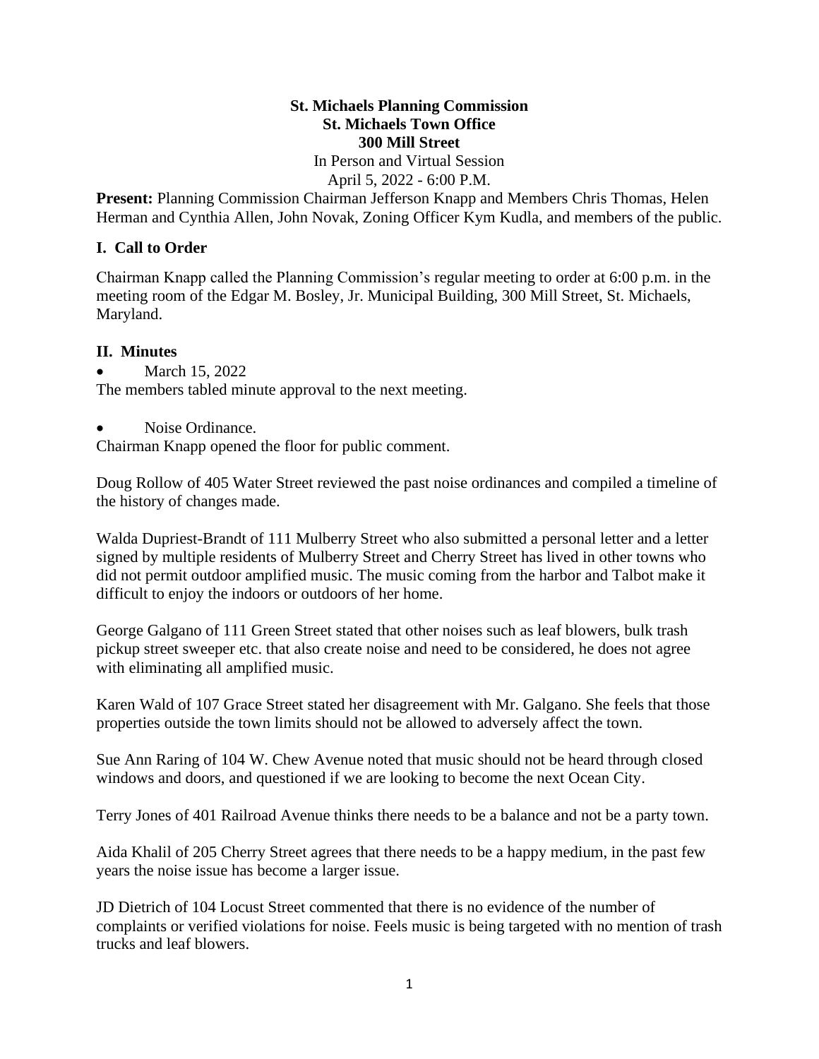**St. Michaels Planning Commission**
**St. Michaels Town Office**
**300 Mill Street**
In Person and Virtual Session
April 5, 2022 - 6:00 P.M.

**Present:** Planning Commission Chairman Jefferson Knapp and Members Chris Thomas, Helen Herman and Cynthia Allen, John Novak, Zoning Officer Kym Kudla, and members of the public.

## I. Call to Order

Chairman Knapp called the Planning Commission's regular meeting to order at 6:00 p.m. in the meeting room of the Edgar M. Bosley, Jr. Municipal Building, 300 Mill Street, St. Michaels, Maryland.

## II. Minutes

- March 15, 2022

The members tabled minute approval to the next meeting.

- Noise Ordinance.

Chairman Knapp opened the floor for public comment.

Doug Rollow of 405 Water Street reviewed the past noise ordinances and compiled a timeline of the history of changes made.

Walda Dupriest-Brandt of 111 Mulberry Street who also submitted a personal letter and a letter signed by multiple residents of Mulberry Street and Cherry Street has lived in other towns who did not permit outdoor amplified music. The music coming from the harbor and Talbot make it difficult to enjoy the indoors or outdoors of her home.

George Galgano of 111 Green Street stated that other noises such as leaf blowers, bulk trash pickup street sweeper etc. that also create noise and need to be considered, he does not agree with eliminating all amplified music.

Karen Wald of 107 Grace Street stated her disagreement with Mr. Galgano. She feels that those properties outside the town limits should not be allowed to adversely affect the town.

Sue Ann Raring of 104 W. Chew Avenue noted that music should not be heard through closed windows and doors, and questioned if we are looking to become the next Ocean City.

Terry Jones of 401 Railroad Avenue thinks there needs to be a balance and not be a party town.

Aida Khalil of 205 Cherry Street agrees that there needs to be a happy medium, in the past few years the noise issue has become a larger issue.

JD Dietrich of 104 Locust Street commented that there is no evidence of the number of complaints or verified violations for noise. Feels music is being targeted with no mention of trash trucks and leaf blowers.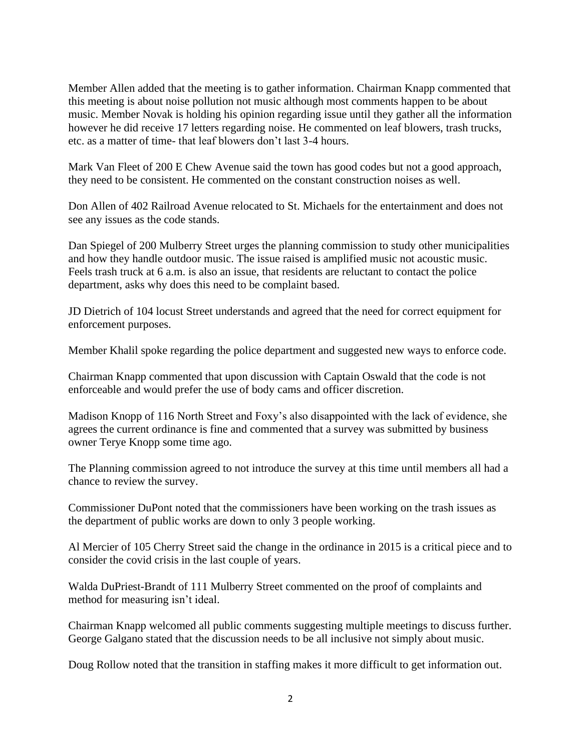Member Allen added that the meeting is to gather information. Chairman Knapp commented that this meeting is about noise pollution not music although most comments happen to be about music. Member Novak is holding his opinion regarding issue until they gather all the information however he did receive 17 letters regarding noise. He commented on leaf blowers, trash trucks, etc. as a matter of time- that leaf blowers don't last 3-4 hours.

Mark Van Fleet of 200 E Chew Avenue said the town has good codes but not a good approach, they need to be consistent. He commented on the constant construction noises as well.

Don Allen of 402 Railroad Avenue relocated to St. Michaels for the entertainment and does not see any issues as the code stands.

Dan Spiegel of 200 Mulberry Street urges the planning commission to study other municipalities and how they handle outdoor music. The issue raised is amplified music not acoustic music. Feels trash truck at 6 a.m. is also an issue, that residents are reluctant to contact the police department, asks why does this need to be complaint based.

JD Dietrich of 104 locust Street understands and agreed that the need for correct equipment for enforcement purposes.

Member Khalil spoke regarding the police department and suggested new ways to enforce code.

Chairman Knapp commented that upon discussion with Captain Oswald that the code is not enforceable and would prefer the use of body cams and officer discretion.

Madison Knopp of 116 North Street and Foxy's also disappointed with the lack of evidence, she agrees the current ordinance is fine and commented that a survey was submitted by business owner Terye Knopp some time ago.

The Planning commission agreed to not introduce the survey at this time until members all had a chance to review the survey.

Commissioner DuPont noted that the commissioners have been working on the trash issues as the department of public works are down to only 3 people working.

Al Mercier of 105 Cherry Street said the change in the ordinance in 2015 is a critical piece and to consider the covid crisis in the last couple of years.

Walda DuPriest-Brandt of 111 Mulberry Street commented on the proof of complaints and method for measuring isn't ideal.

Chairman Knapp welcomed all public comments suggesting multiple meetings to discuss further. George Galgano stated that the discussion needs to be all inclusive not simply about music.

Doug Rollow noted that the transition in staffing makes it more difficult to get information out.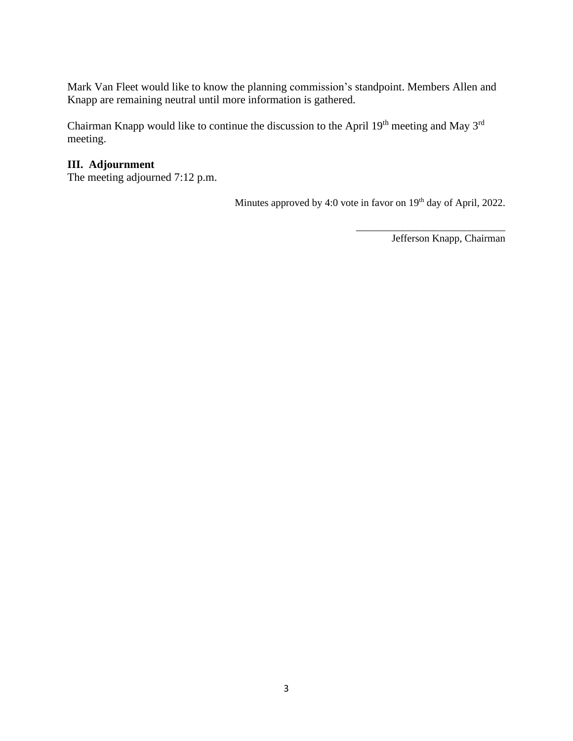Mark Van Fleet would like to know the planning commission's standpoint. Members Allen and Knapp are remaining neutral until more information is gathered.

Chairman Knapp would like to continue the discussion to the April 19th meeting and May 3rd meeting.

## III. Adjournment

The meeting adjourned 7:12 p.m.

Minutes approved by 4:0 vote in favor on 19th day of April, 2022.

\_\_\_\_\_\_\_\_\_\_\_\_\_\_\_\_\_\_\_\_\_\_\_\_\_\_\_\_\_\_

Jefferson Knapp, Chairman